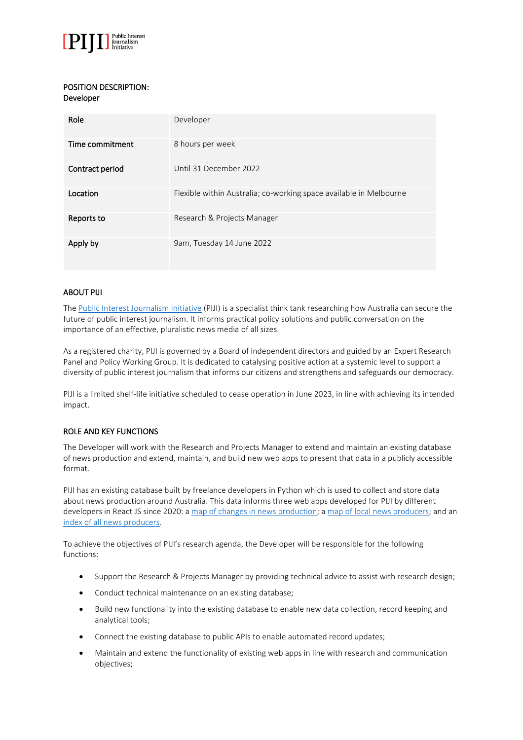[PIJI] Public Interest Journalism Initiative

**POSITION DESCRIPTION:**
**Developer**

| | |
|---|---|
| **Role** | Developer |
| **Time commitment** | 8 hours per week |
| **Contract period** | Until 31 December 2022 |
| **Location** | Flexible within Australia; co-working space available in Melbourne |
| **Reports to** | Research & Projects Manager |
| **Apply by** | 9am, Tuesday 14 June 2022 |

## ABOUT PIJI

The Public Interest Journalism Initiative (PIJI) is a specialist think tank researching how Australia can secure the future of public interest journalism. It informs practical policy solutions and public conversation on the importance of an effective, pluralistic news media of all sizes.

As a registered charity, PIJI is governed by a Board of independent directors and guided by an Expert Research Panel and Policy Working Group. It is dedicated to catalysing positive action at a systemic level to support a diversity of public interest journalism that informs our citizens and strengthens and safeguards our democracy.

PIJI is a limited shelf-life initiative scheduled to cease operation in June 2023, in line with achieving its intended impact.

## ROLE AND KEY FUNCTIONS

The Developer will work with the Research and Projects Manager to extend and maintain an existing database of news production and extend, maintain, and build new web apps to present that data in a publicly accessible format.

PIJI has an existing database built by freelance developers in Python which is used to collect and store data about news production around Australia. This data informs three web apps developed for PIJI by different developers in React JS since 2020: a map of changes in news production; a map of local news producers; and an index of all news producers.

To achieve the objectives of PIJI's research agenda, the Developer will be responsible for the following functions:

- Support the Research & Projects Manager by providing technical advice to assist with research design;
- Conduct technical maintenance on an existing database;
- Build new functionality into the existing database to enable new data collection, record keeping and analytical tools;
- Connect the existing database to public APIs to enable automated record updates;
- Maintain and extend the functionality of existing web apps in line with research and communication objectives;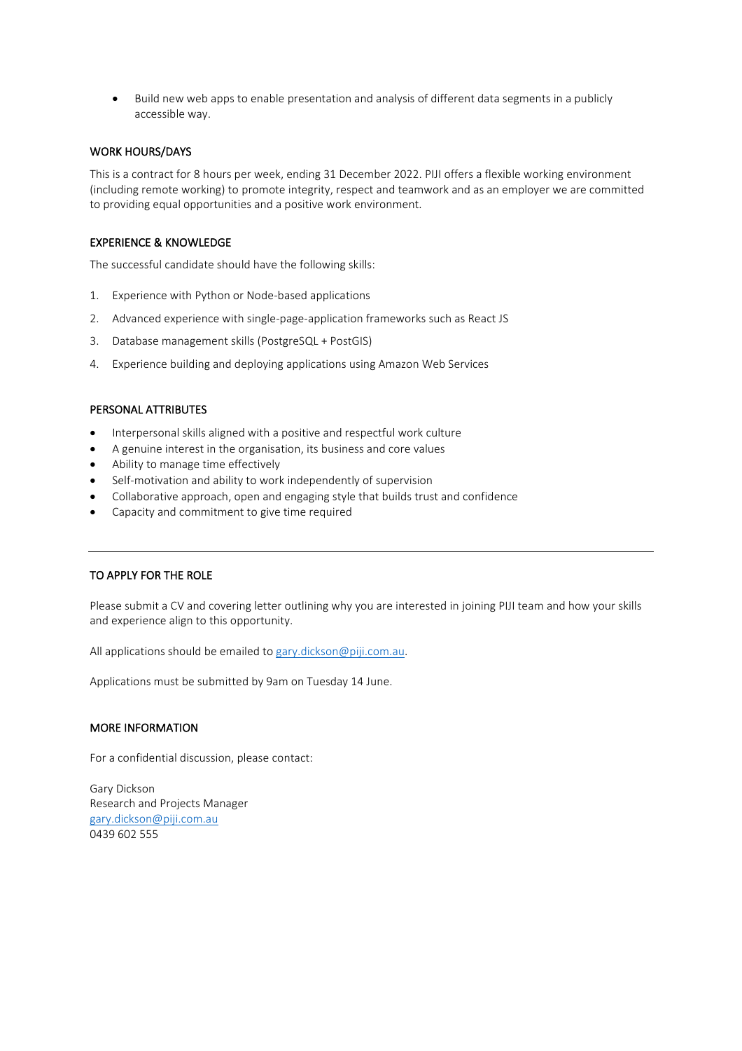- Build new web apps to enable presentation and analysis of different data segments in a publicly accessible way.

## WORK HOURS/DAYS

This is a contract for 8 hours per week, ending 31 December 2022. PIJI offers a flexible working environment (including remote working) to promote integrity, respect and teamwork and as an employer we are committed to providing equal opportunities and a positive work environment.

## EXPERIENCE & KNOWLEDGE

The successful candidate should have the following skills:

1. Experience with Python or Node-based applications
2. Advanced experience with single-page-application frameworks such as React JS
3. Database management skills (PostgreSQL + PostGIS)
4. Experience building and deploying applications using Amazon Web Services

## PERSONAL ATTRIBUTES

- Interpersonal skills aligned with a positive and respectful work culture
- A genuine interest in the organisation, its business and core values
- Ability to manage time effectively
- Self-motivation and ability to work independently of supervision
- Collaborative approach, open and engaging style that builds trust and confidence
- Capacity and commitment to give time required

---

## TO APPLY FOR THE ROLE

Please submit a CV and covering letter outlining why you are interested in joining PIJI team and how your skills and experience align to this opportunity.

All applications should be emailed to gary.dickson@piji.com.au.

Applications must be submitted by 9am on Tuesday 14 June.

## MORE INFORMATION

For a confidential discussion, please contact:

Gary Dickson
Research and Projects Manager
gary.dickson@piji.com.au
0439 602 555